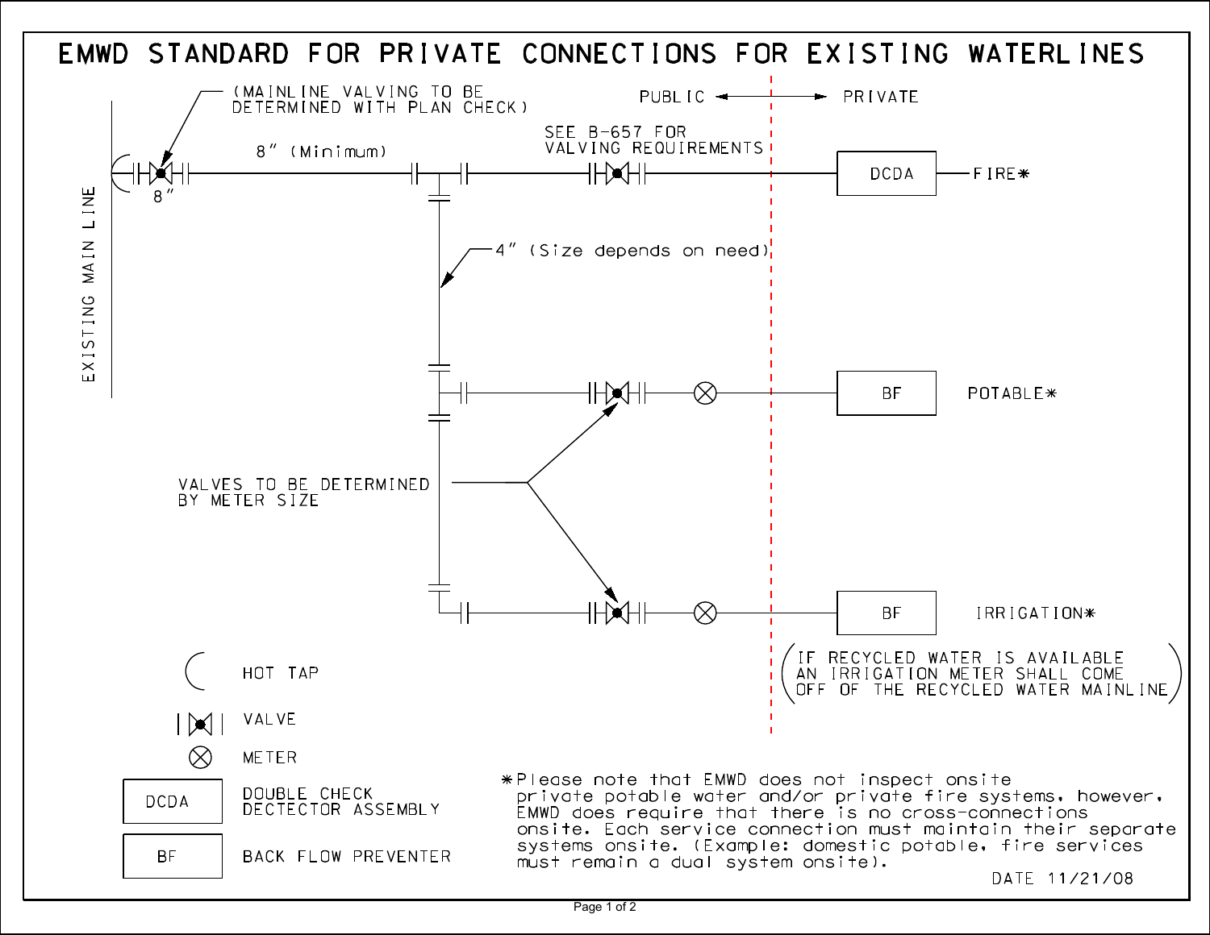# EMWD STANDARD FOR PRIVATE CONNECTIONS FOR EXISTING WATERLINES

EXISTING MAIN LINE

(MAINLINE VALVING TO BE DETERMINED WITH PLAN CHECK)

8″

8″ (Minimum)

SEE B-657 FOR VALVING REQUIREMENTS

PUBLIC ⟵ ⟶ PRIVATE

DCDA — FIRE*

4″ (Size depends on need)

BF — POTABLE*

VALVES TO BE DETERMINED BY METER SIZE

BF — IRRIGATION*

(IF RECYCLED WATER IS AVAILABLE AN IRRIGATION METER SHALL COME OFF OF THE RECYCLED WATER MAINLINE)

**Legend:**

- HOT TAP
- VALVE
- METER
- DCDA — DOUBLE CHECK DECTECTOR ASSEMBLY
- BF — BACK FLOW PREVENTER

*Please note that EMWD does not inspect onsite private potable water and/or private fire systems, however, EMWD does require that there is no cross-connections onsite. Each service connection must maintain their separate systems onsite. (Example: domestic potable, fire services must remain a dual system onsite).

DATE 11/21/08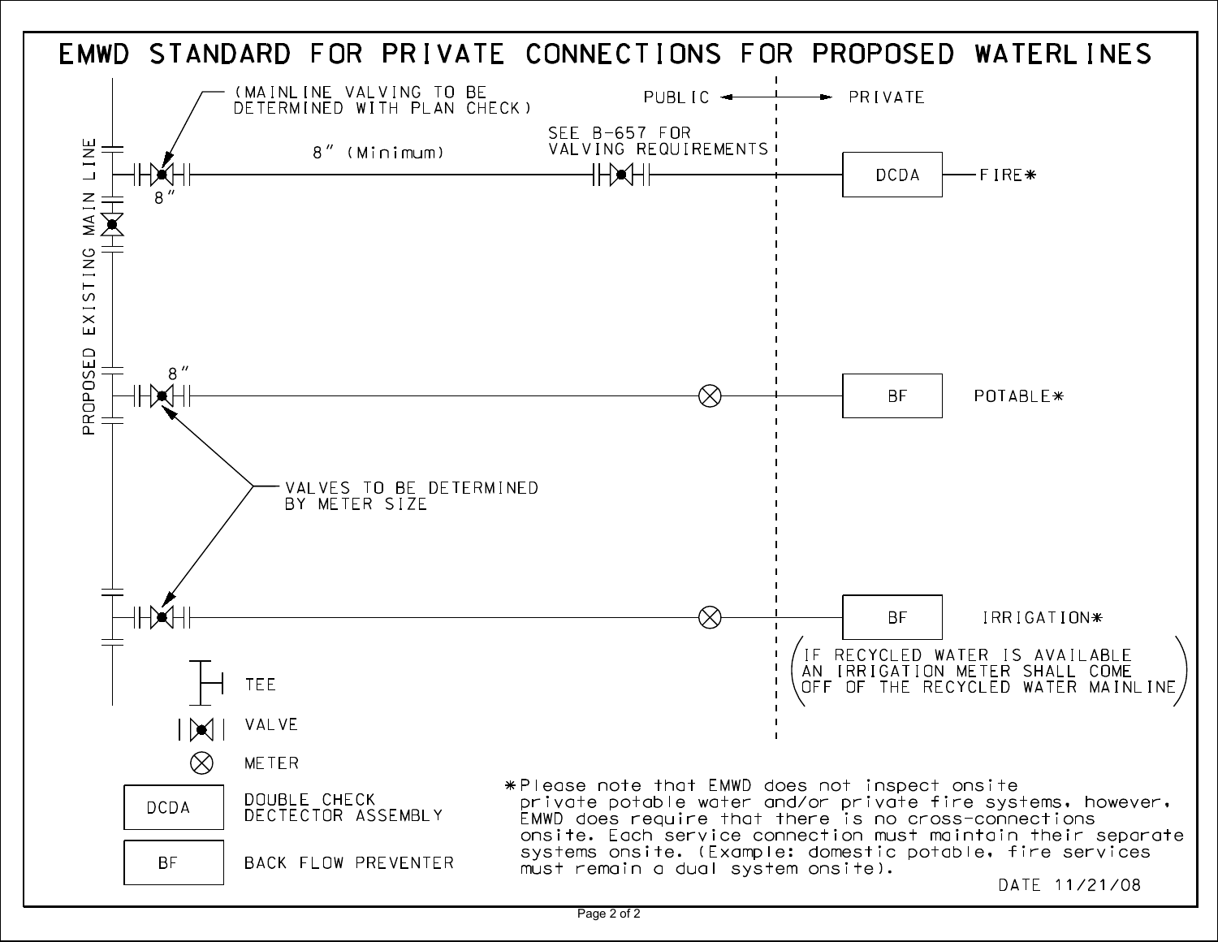# EMWD STANDARD FOR PRIVATE CONNECTIONS FOR PROPOSED WATERLINES

(MAINLINE VALVING TO BE DETERMINED WITH PLAN CHECK)

PUBLIC ⟷ PRIVATE

SEE B-657 FOR VALVING REQUIREMENTS

8" (Minimum)

8"

DCDA

FIRE*

PROPOSED EXISTING MAIN LINE

8"

BF

POTABLE*

VALVES TO BE DETERMINED BY METER SIZE

BF

IRRIGATION*

(IF RECYCLED WATER IS AVAILABLE AN IRRIGATION METER SHALL COME OFF OF THE RECYCLED WATER MAINLINE)

TEE

VALVE

METER

DCDA — DOUBLE CHECK DECTECTOR ASSEMBLY

BF — BACK FLOW PREVENTER

*Please note that EMWD does not inspect onsite private potable water and/or private fire systems, however, EMWD does require that there is no cross-connections onsite. Each service connection must maintain their separate systems onsite. (Example: domestic potable, fire services must remain a dual system onsite).

DATE 11/21/08